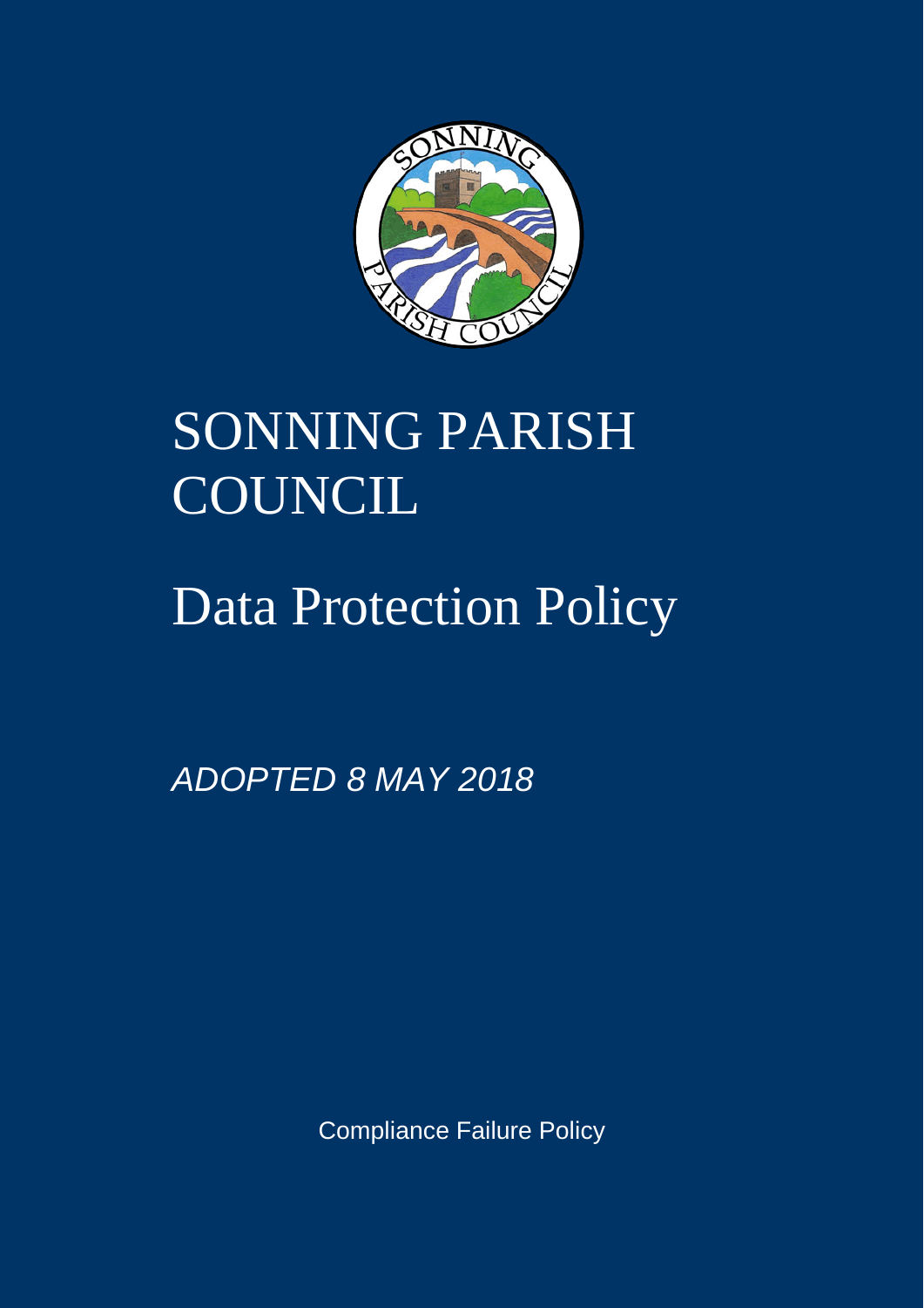# SONNING PARISH COUNCIL

# Data Protection Policy

*ADOPTED 8 MAY 2018*

Compliance Failure Policy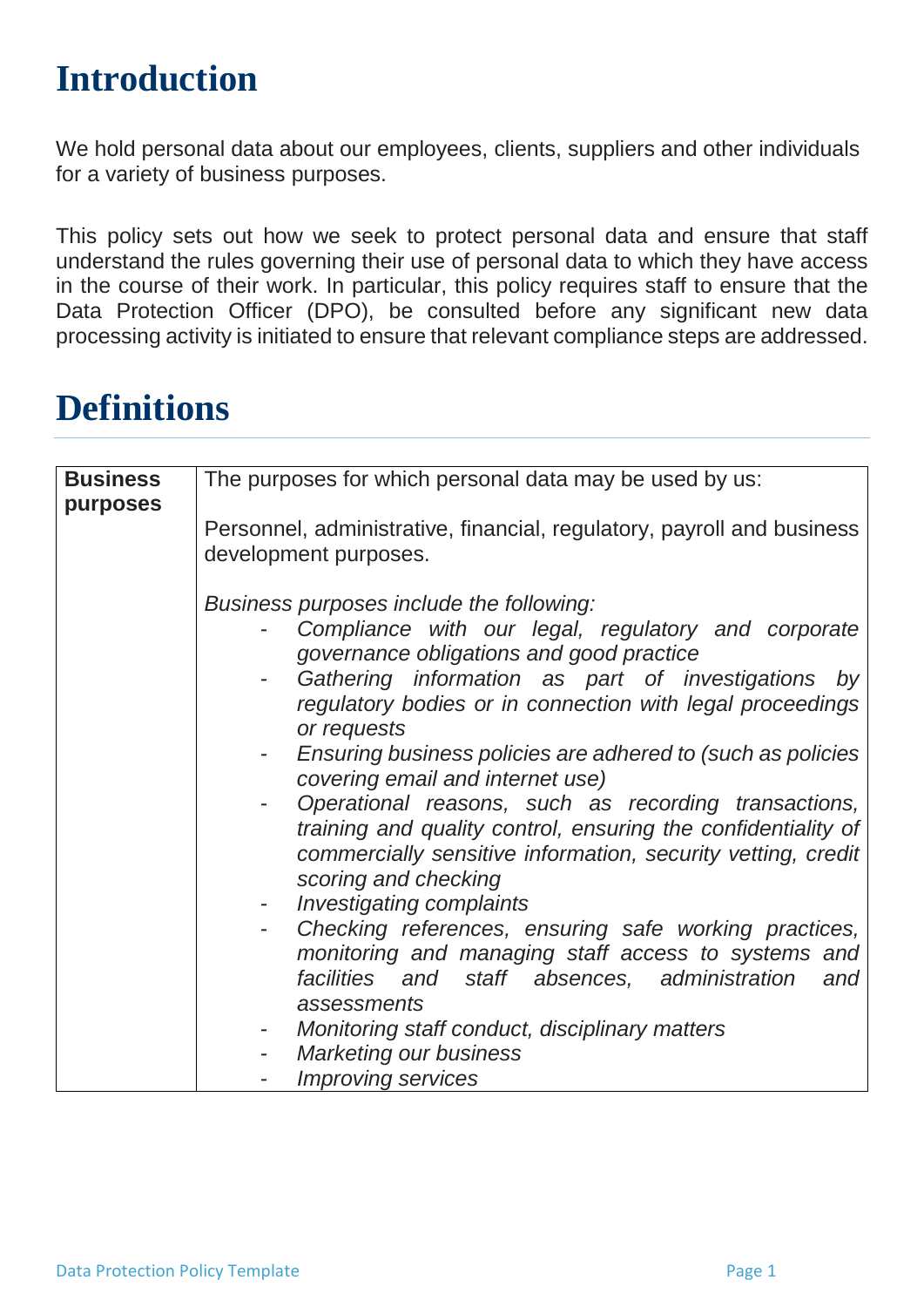# Introduction

We hold personal data about our employees, clients, suppliers and other individuals for a variety of business purposes.

This policy sets out how we seek to protect personal data and ensure that staff understand the rules governing their use of personal data to which they have access in the course of their work. In particular, this policy requires staff to ensure that the Data Protection Officer (DPO), be consulted before any significant new data processing activity is initiated to ensure that relevant compliance steps are addressed.

# Definitions

| | |
|---|---|
| **Business purposes** | The purposes for which personal data may be used by us:<br><br>Personnel, administrative, financial, regulatory, payroll and business development purposes.<br><br>*Business purposes include the following:*<br>- *Compliance with our legal, regulatory and corporate governance obligations and good practice*<br>- *Gathering information as part of investigations by regulatory bodies or in connection with legal proceedings or requests*<br>- *Ensuring business policies are adhered to (such as policies covering email and internet use)*<br>- *Operational reasons, such as recording transactions, training and quality control, ensuring the confidentiality of commercially sensitive information, security vetting, credit scoring and checking*<br>- *Investigating complaints*<br>- *Checking references, ensuring safe working practices, monitoring and managing staff access to systems and facilities and staff absences, administration and assessments*<br>- *Monitoring staff conduct, disciplinary matters*<br>- *Marketing our business*<br>- *Improving services* |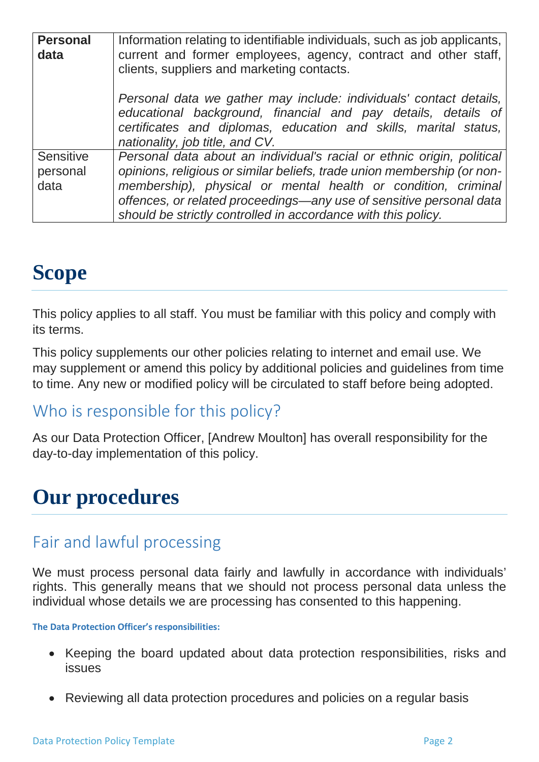| **Personal data** | Information relating to identifiable individuals, such as job applicants, current and former employees, agency, contract and other staff, clients, suppliers and marketing contacts.<br><br>*Personal data we gather may include: individuals' contact details, educational background, financial and pay details, details of certificates and diplomas, education and skills, marital status, nationality, job title, and CV.* |
|---|---|
| Sensitive personal data | *Personal data about an individual's racial or ethnic origin, political opinions, religious or similar beliefs, trade union membership (or non-membership), physical or mental health or condition, criminal offences, or related proceedings—any use of sensitive personal data should be strictly controlled in accordance with this policy.* |

# Scope

This policy applies to all staff. You must be familiar with this policy and comply with its terms.

This policy supplements our other policies relating to internet and email use. We may supplement or amend this policy by additional policies and guidelines from time to time. Any new or modified policy will be circulated to staff before being adopted.

## Who is responsible for this policy?

As our Data Protection Officer, [Andrew Moulton] has overall responsibility for the day-to-day implementation of this policy.

# Our procedures

## Fair and lawful processing

We must process personal data fairly and lawfully in accordance with individuals' rights. This generally means that we should not process personal data unless the individual whose details we are processing has consented to this happening.

**The Data Protection Officer's responsibilities:**

- Keeping the board updated about data protection responsibilities, risks and issues
- Reviewing all data protection procedures and policies on a regular basis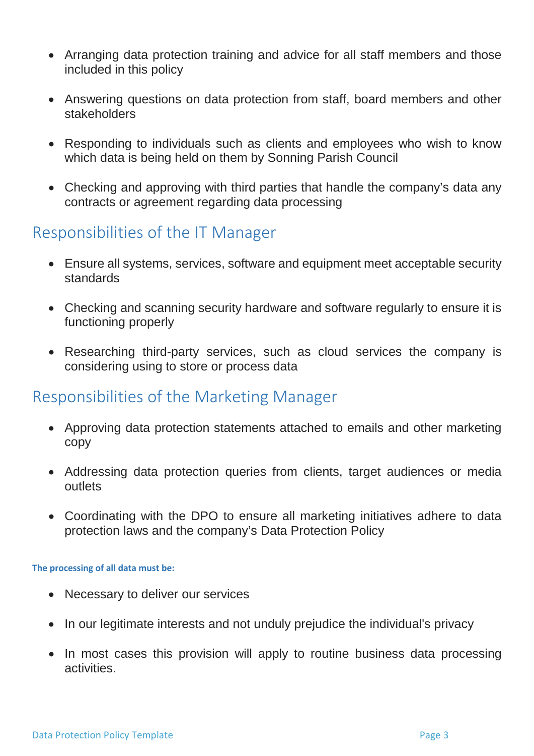- Arranging data protection training and advice for all staff members and those included in this policy

- Answering questions on data protection from staff, board members and other stakeholders

- Responding to individuals such as clients and employees who wish to know which data is being held on them by Sonning Parish Council

- Checking and approving with third parties that handle the company's data any contracts or agreement regarding data processing

## Responsibilities of the IT Manager

- Ensure all systems, services, software and equipment meet acceptable security standards

- Checking and scanning security hardware and software regularly to ensure it is functioning properly

- Researching third-party services, such as cloud services the company is considering using to store or process data

## Responsibilities of the Marketing Manager

- Approving data protection statements attached to emails and other marketing copy

- Addressing data protection queries from clients, target audiences or media outlets

- Coordinating with the DPO to ensure all marketing initiatives adhere to data protection laws and the company's Data Protection Policy

**The processing of all data must be:**

- Necessary to deliver our services

- In our legitimate interests and not unduly prejudice the individual's privacy

- In most cases this provision will apply to routine business data processing activities.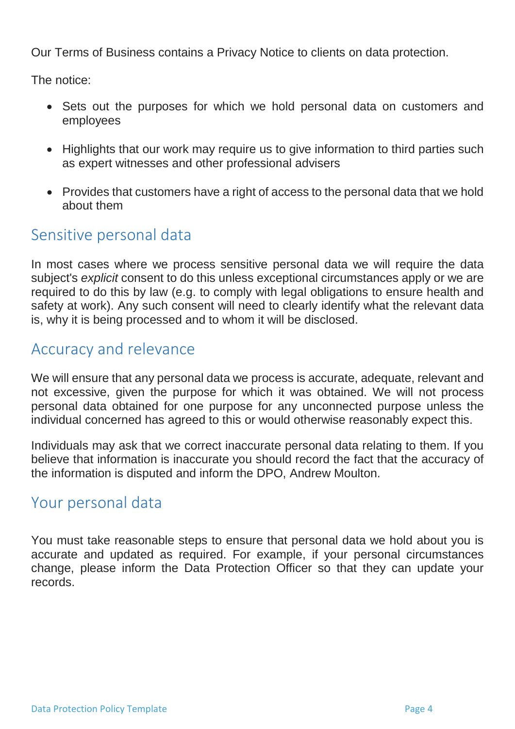Our Terms of Business contains a Privacy Notice to clients on data protection.

The notice:

- Sets out the purposes for which we hold personal data on customers and employees
- Highlights that our work may require us to give information to third parties such as expert witnesses and other professional advisers
- Provides that customers have a right of access to the personal data that we hold about them

## Sensitive personal data

In most cases where we process sensitive personal data we will require the data subject's *explicit* consent to do this unless exceptional circumstances apply or we are required to do this by law (e.g. to comply with legal obligations to ensure health and safety at work). Any such consent will need to clearly identify what the relevant data is, why it is being processed and to whom it will be disclosed.

## Accuracy and relevance

We will ensure that any personal data we process is accurate, adequate, relevant and not excessive, given the purpose for which it was obtained. We will not process personal data obtained for one purpose for any unconnected purpose unless the individual concerned has agreed to this or would otherwise reasonably expect this.

Individuals may ask that we correct inaccurate personal data relating to them. If you believe that information is inaccurate you should record the fact that the accuracy of the information is disputed and inform the DPO, Andrew Moulton.

## Your personal data

You must take reasonable steps to ensure that personal data we hold about you is accurate and updated as required. For example, if your personal circumstances change, please inform the Data Protection Officer so that they can update your records.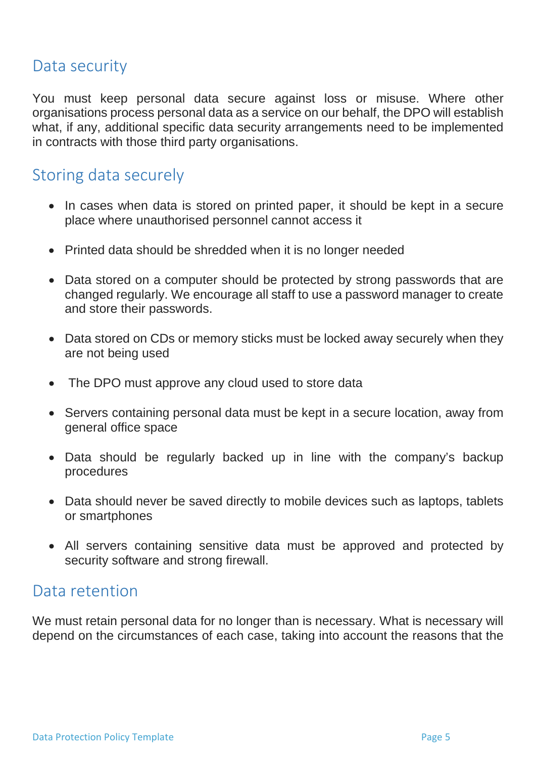## Data security

You must keep personal data secure against loss or misuse. Where other organisations process personal data as a service on our behalf, the DPO will establish what, if any, additional specific data security arrangements need to be implemented in contracts with those third party organisations.

## Storing data securely

- In cases when data is stored on printed paper, it should be kept in a secure place where unauthorised personnel cannot access it
- Printed data should be shredded when it is no longer needed
- Data stored on a computer should be protected by strong passwords that are changed regularly. We encourage all staff to use a password manager to create and store their passwords.
- Data stored on CDs or memory sticks must be locked away securely when they are not being used
- The DPO must approve any cloud used to store data
- Servers containing personal data must be kept in a secure location, away from general office space
- Data should be regularly backed up in line with the company's backup procedures
- Data should never be saved directly to mobile devices such as laptops, tablets or smartphones
- All servers containing sensitive data must be approved and protected by security software and strong firewall.

## Data retention

We must retain personal data for no longer than is necessary. What is necessary will depend on the circumstances of each case, taking into account the reasons that the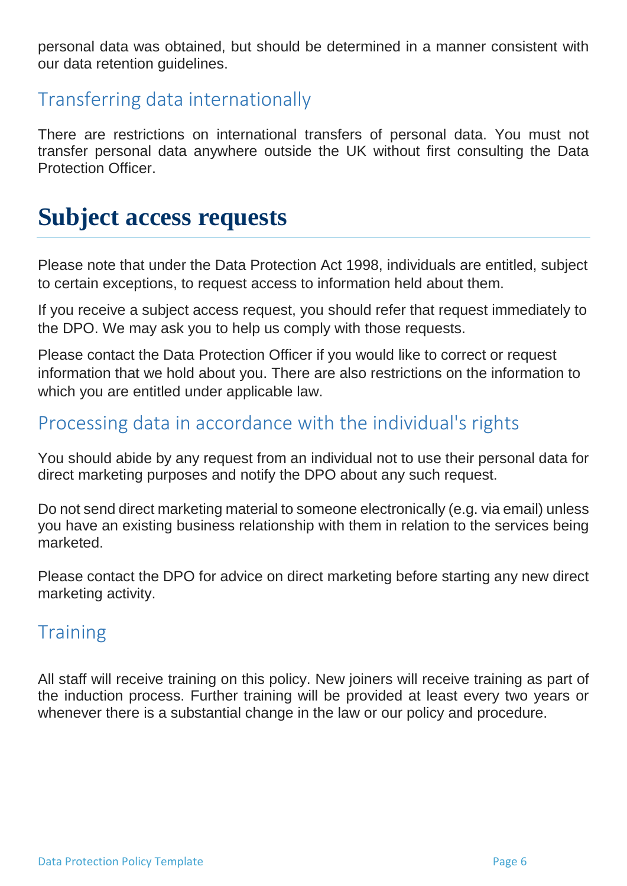personal data was obtained, but should be determined in a manner consistent with our data retention guidelines.

## Transferring data internationally

There are restrictions on international transfers of personal data. You must not transfer personal data anywhere outside the UK without first consulting the Data Protection Officer.

# Subject access requests

Please note that under the Data Protection Act 1998, individuals are entitled, subject to certain exceptions, to request access to information held about them.

If you receive a subject access request, you should refer that request immediately to the DPO. We may ask you to help us comply with those requests.

Please contact the Data Protection Officer if you would like to correct or request information that we hold about you. There are also restrictions on the information to which you are entitled under applicable law.

## Processing data in accordance with the individual's rights

You should abide by any request from an individual not to use their personal data for direct marketing purposes and notify the DPO about any such request.

Do not send direct marketing material to someone electronically (e.g. via email) unless you have an existing business relationship with them in relation to the services being marketed.

Please contact the DPO for advice on direct marketing before starting any new direct marketing activity.

## Training

All staff will receive training on this policy. New joiners will receive training as part of the induction process. Further training will be provided at least every two years or whenever there is a substantial change in the law or our policy and procedure.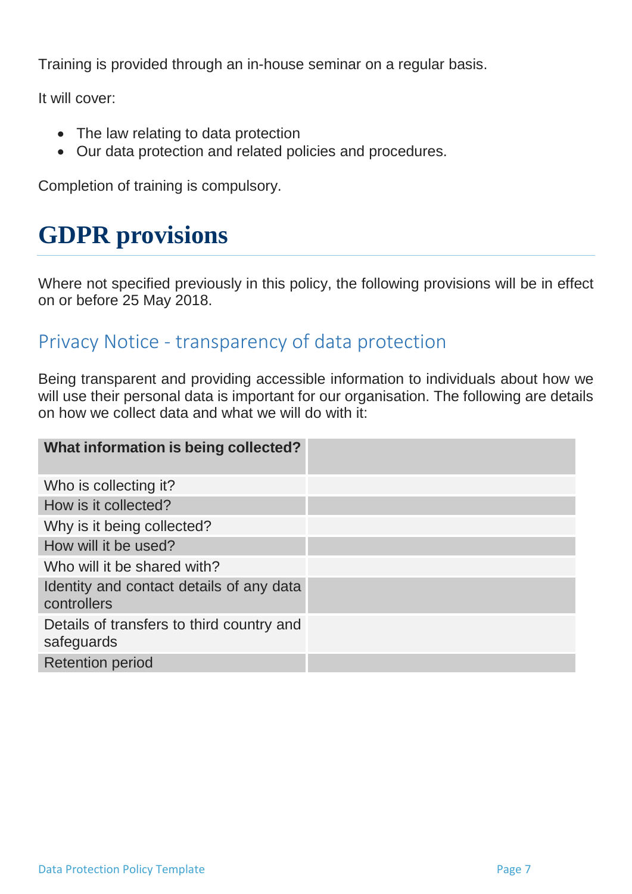Training is provided through an in-house seminar on a regular basis.

It will cover:

- The law relating to data protection
- Our data protection and related policies and procedures.

Completion of training is compulsory.

# GDPR provisions

Where not specified previously in this policy, the following provisions will be in effect on or before 25 May 2018.

## Privacy Notice - transparency of data protection

Being transparent and providing accessible information to individuals about how we will use their personal data is important for our organisation. The following are details on how we collect data and what we will do with it:

| **What information is being collected?** | |
|---|---|
| Who is collecting it? | |
| How is it collected? | |
| Why is it being collected? | |
| How will it be used? | |
| Who will it be shared with? | |
| Identity and contact details of any data controllers | |
| Details of transfers to third country and safeguards | |
| Retention period | |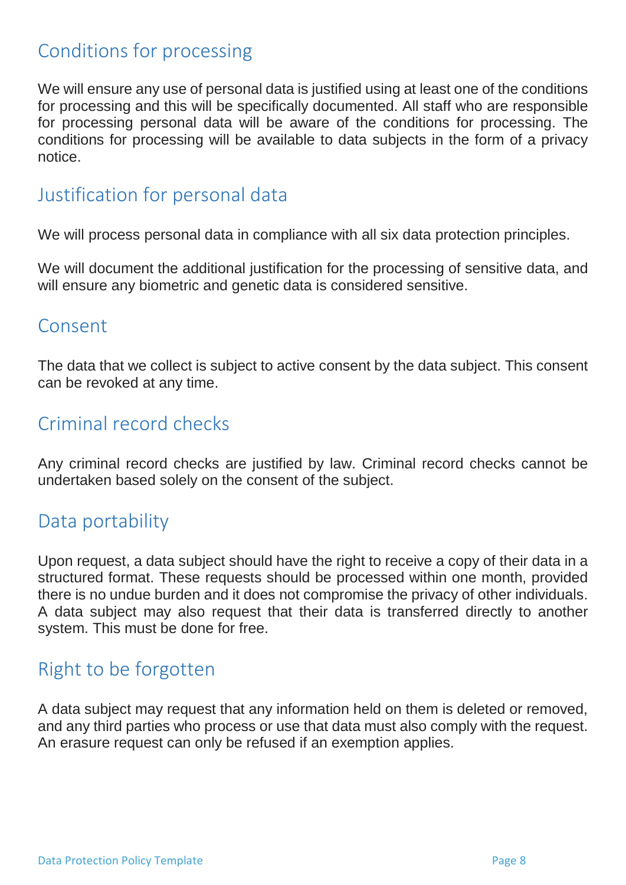## Conditions for processing

We will ensure any use of personal data is justified using at least one of the conditions for processing and this will be specifically documented. All staff who are responsible for processing personal data will be aware of the conditions for processing. The conditions for processing will be available to data subjects in the form of a privacy notice.

## Justification for personal data

We will process personal data in compliance with all six data protection principles.

We will document the additional justification for the processing of sensitive data, and will ensure any biometric and genetic data is considered sensitive.

## Consent

The data that we collect is subject to active consent by the data subject. This consent can be revoked at any time.

## Criminal record checks

Any criminal record checks are justified by law. Criminal record checks cannot be undertaken based solely on the consent of the subject.

## Data portability

Upon request, a data subject should have the right to receive a copy of their data in a structured format. These requests should be processed within one month, provided there is no undue burden and it does not compromise the privacy of other individuals. A data subject may also request that their data is transferred directly to another system. This must be done for free.

## Right to be forgotten

A data subject may request that any information held on them is deleted or removed, and any third parties who process or use that data must also comply with the request. An erasure request can only be refused if an exemption applies.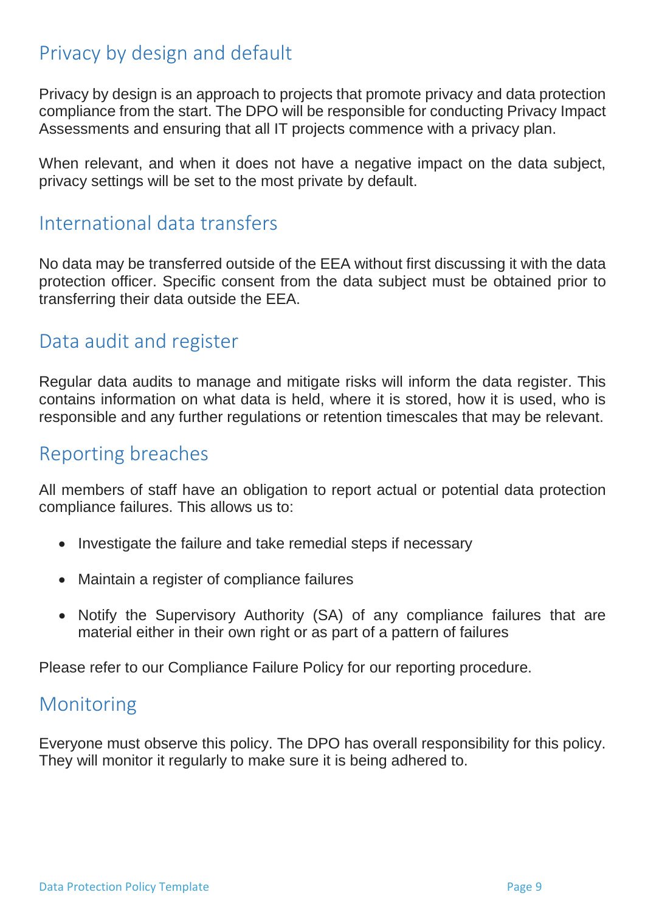## Privacy by design and default

Privacy by design is an approach to projects that promote privacy and data protection compliance from the start. The DPO will be responsible for conducting Privacy Impact Assessments and ensuring that all IT projects commence with a privacy plan.

When relevant, and when it does not have a negative impact on the data subject, privacy settings will be set to the most private by default.

## International data transfers

No data may be transferred outside of the EEA without first discussing it with the data protection officer. Specific consent from the data subject must be obtained prior to transferring their data outside the EEA.

## Data audit and register

Regular data audits to manage and mitigate risks will inform the data register. This contains information on what data is held, where it is stored, how it is used, who is responsible and any further regulations or retention timescales that may be relevant.

## Reporting breaches

All members of staff have an obligation to report actual or potential data protection compliance failures. This allows us to:

- Investigate the failure and take remedial steps if necessary
- Maintain a register of compliance failures
- Notify the Supervisory Authority (SA) of any compliance failures that are material either in their own right or as part of a pattern of failures

Please refer to our Compliance Failure Policy for our reporting procedure.

## Monitoring

Everyone must observe this policy. The DPO has overall responsibility for this policy. They will monitor it regularly to make sure it is being adhered to.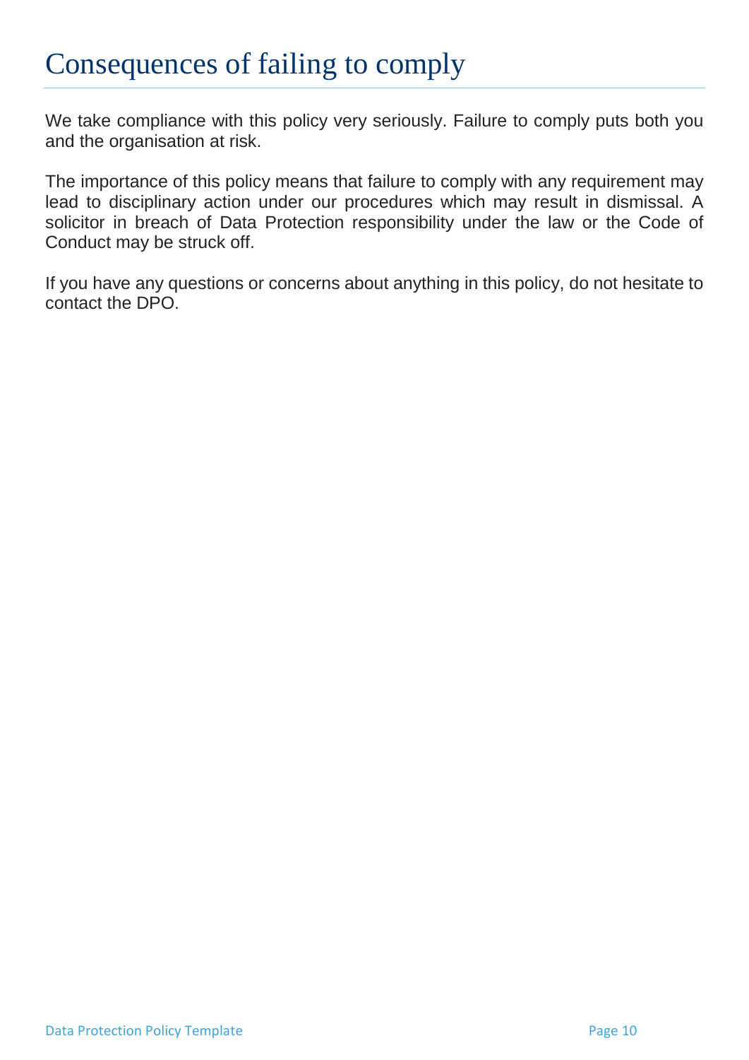# Consequences of failing to comply

We take compliance with this policy very seriously. Failure to comply puts both you and the organisation at risk.

The importance of this policy means that failure to comply with any requirement may lead to disciplinary action under our procedures which may result in dismissal. A solicitor in breach of Data Protection responsibility under the law or the Code of Conduct may be struck off.

If you have any questions or concerns about anything in this policy, do not hesitate to contact the DPO.